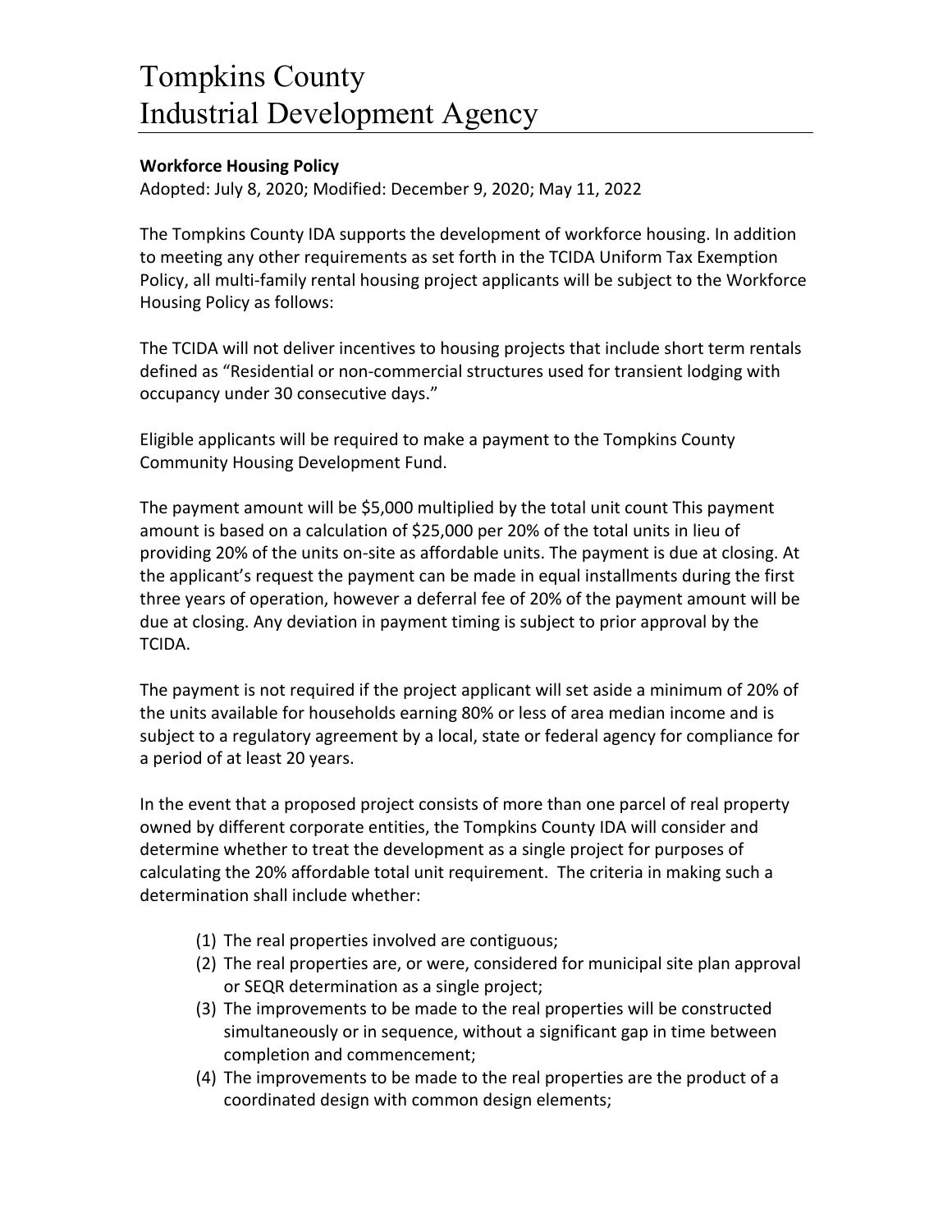# Tompkins County
# Industrial Development Agency

**Workforce Housing Policy**

Adopted: July 8, 2020; Modified: December 9, 2020; May 11, 2022

The Tompkins County IDA supports the development of workforce housing. In addition to meeting any other requirements as set forth in the TCIDA Uniform Tax Exemption Policy, all multi-family rental housing project applicants will be subject to the Workforce Housing Policy as follows:

The TCIDA will not deliver incentives to housing projects that include short term rentals defined as "Residential or non-commercial structures used for transient lodging with occupancy under 30 consecutive days."

Eligible applicants will be required to make a payment to the Tompkins County Community Housing Development Fund.

The payment amount will be $5,000 multiplied by the total unit count This payment amount is based on a calculation of $25,000 per 20% of the total units in lieu of providing 20% of the units on-site as affordable units. The payment is due at closing. At the applicant's request the payment can be made in equal installments during the first three years of operation, however a deferral fee of 20% of the payment amount will be due at closing. Any deviation in payment timing is subject to prior approval by the TCIDA.

The payment is not required if the project applicant will set aside a minimum of 20% of the units available for households earning 80% or less of area median income and is subject to a regulatory agreement by a local, state or federal agency for compliance for a period of at least 20 years.

In the event that a proposed project consists of more than one parcel of real property owned by different corporate entities, the Tompkins County IDA will consider and determine whether to treat the development as a single project for purposes of calculating the 20% affordable total unit requirement. The criteria in making such a determination shall include whether:

(1) The real properties involved are contiguous;
(2) The real properties are, or were, considered for municipal site plan approval or SEQR determination as a single project;
(3) The improvements to be made to the real properties will be constructed simultaneously or in sequence, without a significant gap in time between completion and commencement;
(4) The improvements to be made to the real properties are the product of a coordinated design with common design elements;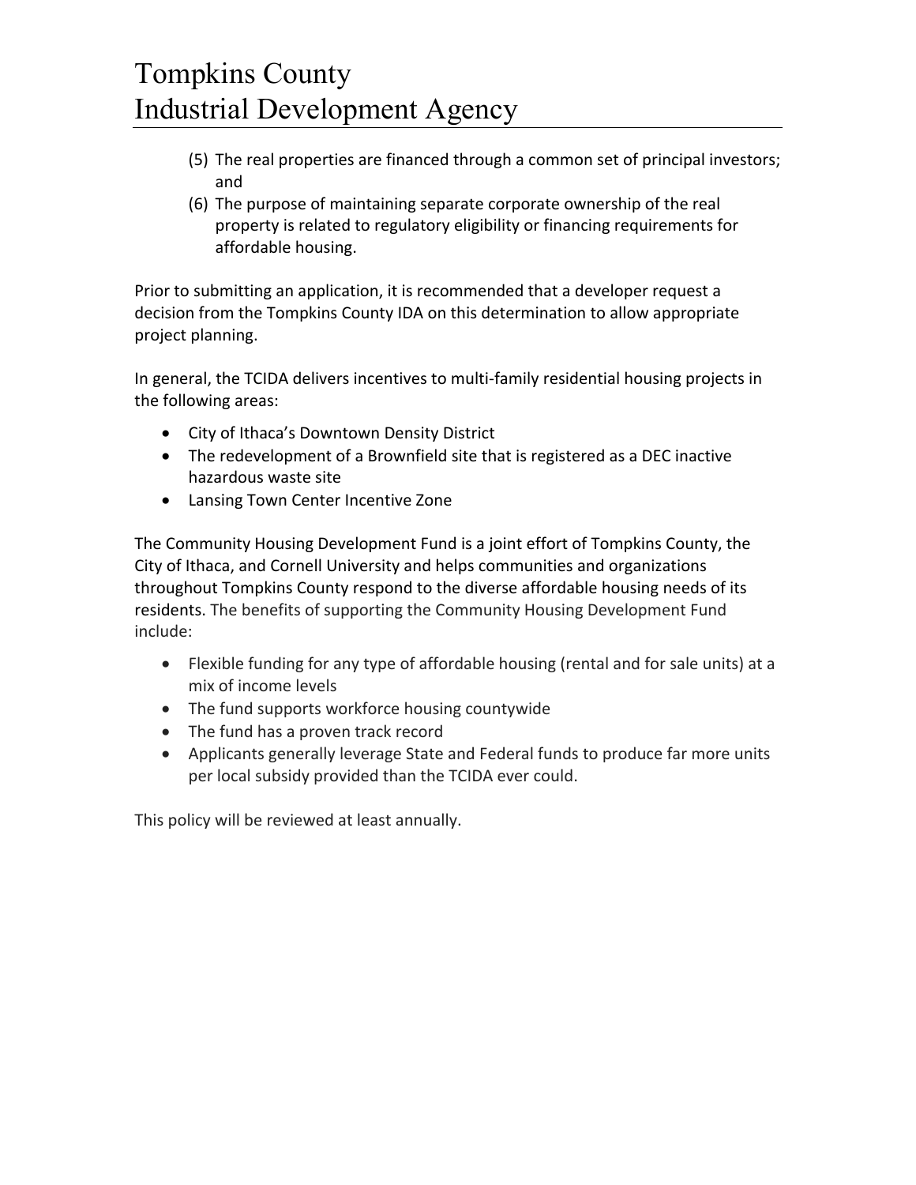(5) The real properties are financed through a common set of principal investors; and
(6) The purpose of maintaining separate corporate ownership of the real property is related to regulatory eligibility or financing requirements for affordable housing.

Prior to submitting an application, it is recommended that a developer request a decision from the Tompkins County IDA on this determination to allow appropriate project planning.

In general, the TCIDA delivers incentives to multi-family residential housing projects in the following areas:

- City of Ithaca's Downtown Density District
- The redevelopment of a Brownfield site that is registered as a DEC inactive hazardous waste site
- Lansing Town Center Incentive Zone

The Community Housing Development Fund is a joint effort of Tompkins County, the City of Ithaca, and Cornell University and helps communities and organizations throughout Tompkins County respond to the diverse affordable housing needs of its residents. The benefits of supporting the Community Housing Development Fund include:

- Flexible funding for any type of affordable housing (rental and for sale units) at a mix of income levels
- The fund supports workforce housing countywide
- The fund has a proven track record
- Applicants generally leverage State and Federal funds to produce far more units per local subsidy provided than the TCIDA ever could.

This policy will be reviewed at least annually.